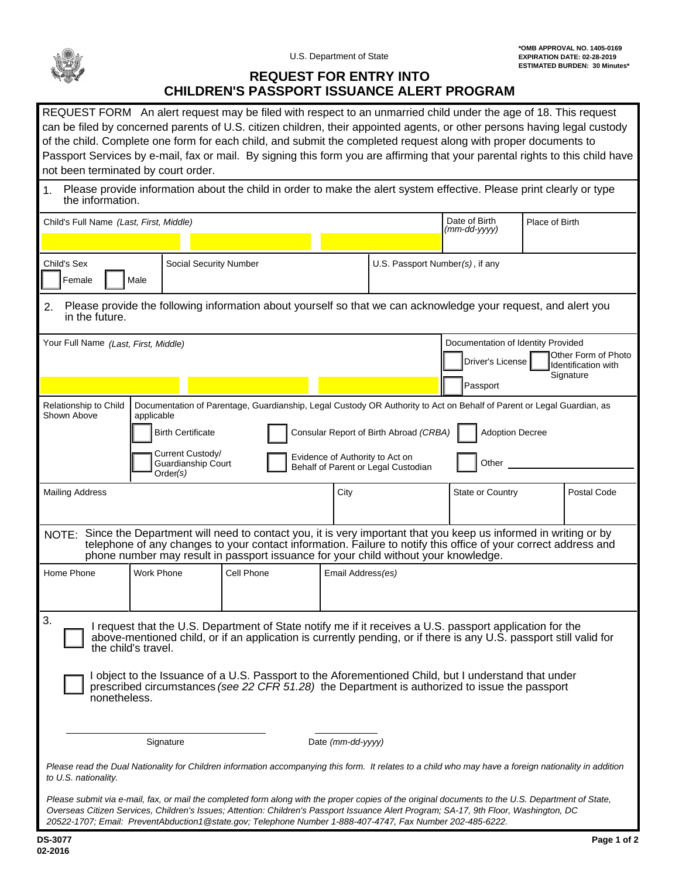U.S. Department of State

**\*OMB APPROVAL NO. 1405-0169**
**EXPIRATION DATE: 02-28-2019**
**ESTIMATED BURDEN: 30 Minutes\***

# REQUEST FOR ENTRY INTO CHILDREN'S PASSPORT ISSUANCE ALERT PROGRAM

REQUEST FORM An alert request may be filed with respect to an unmarried child under the age of 18. This request can be filed by concerned parents of U.S. citizen children, their appointed agents, or other persons having legal custody of the child. Complete one form for each child, and submit the completed request along with proper documents to Passport Services by e-mail, fax or mail. By signing this form you are affirming that your parental rights to this child have not been terminated by court order.

1. Please provide information about the child in order to make the alert system effective. Please print clearly or type the information.

| Child's Full Name *(Last, First, Middle)* | Date of Birth *(mm-dd-yyyy)* | Place of Birth |
|---|---|---|
| | | |

| Child's Sex | Social Security Number | U.S. Passport Number*(s)*, if any |
|---|---|---|
| ☐ Female ☐ Male | | |

2. Please provide the following information about yourself so that we can acknowledge your request, and alert you in the future.

| Your Full Name *(Last, First, Middle)* | Documentation of Identity Provided |
|---|---|
| | ☐ Driver's License ☐ Other Form of Photo Identification with Signature ☐ Passport |

| Relationship to Child Shown Above | Documentation of Parentage, Guardianship, Legal Custody OR Authority to Act on Behalf of Parent or Legal Guardian, as applicable |
|---|---|
| | ☐ Birth Certificate ☐ Consular Report of Birth Abroad *(CRBA)* ☐ Adoption Decree ☐ Current Custody/ Guardianship Court Order*(s)* ☐ Evidence of Authority to Act on Behalf of Parent or Legal Custodian ☐ Other \_\_\_\_\_\_\_\_\_\_ |

| Mailing Address | City | State or Country | Postal Code |
|---|---|---|---|
| | | | |

NOTE: Since the Department will need to contact you, it is very important that you keep us informed in writing or by telephone of any changes to your contact information. Failure to notify this office of your correct address and phone number may result in passport issuance for your child without your knowledge.

| Home Phone | Work Phone | Cell Phone | Email Address*(es)* |
|---|---|---|---|
| | | | |

3. ☐ I request that the U.S. Department of State notify me if it receives a U.S. passport application for the above-mentioned child, or if an application is currently pending, or if there is any U.S. passport still valid for the child's travel.

☐ I object to the Issuance of a U.S. Passport to the Aforementioned Child, but I understand that under prescribed circumstances *(see 22 CFR 51.28)* the Department is authorized to issue the passport nonetheless.

\_\_\_\_\_\_\_\_\_\_\_\_\_\_\_\_\_\_\_\_\_\_\_\_ Signature

\_\_\_\_\_\_\_\_\_\_\_\_ Date *(mm-dd-yyyy)*

*Please read the Dual Nationality for Children information accompanying this form. It relates to a child who may have a foreign nationality in addition to U.S. nationality.*

*Please submit via e-mail, fax, or mail the completed form along with the proper copies of the original documents to the U.S. Department of State, Overseas Citizen Services, Children's Issues; Attention: Children's Passport Issuance Alert Program; SA-17, 9th Floor, Washington, DC 20522-1707; Email: PreventAbduction1@state.gov; Telephone Number 1-888-407-4747, Fax Number 202-485-6222.*

**DS-3077**
**02-2016**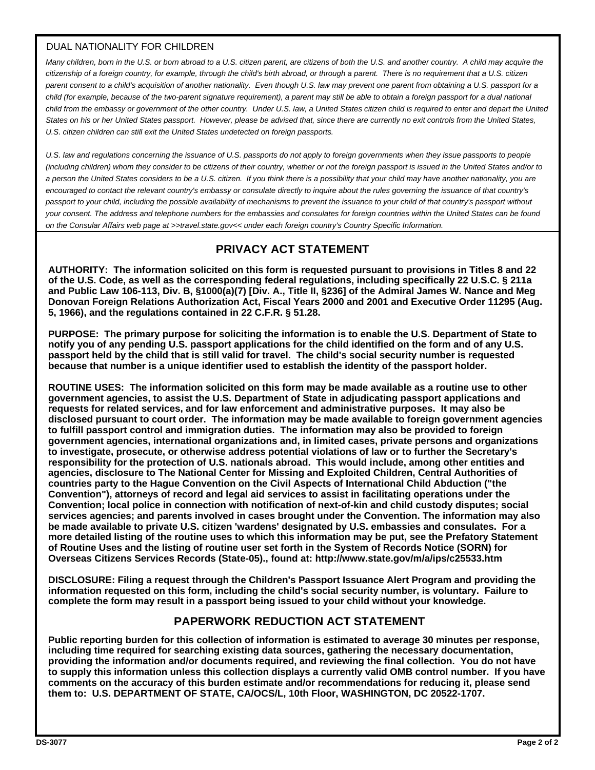## DUAL NATIONALITY FOR CHILDREN

*Many children, born in the U.S. or born abroad to a U.S. citizen parent, are citizens of both the U.S. and another country. A child may acquire the citizenship of a foreign country, for example, through the child's birth abroad, or through a parent. There is no requirement that a U.S. citizen parent consent to a child's acquisition of another nationality. Even though U.S. law may prevent one parent from obtaining a U.S. passport for a child (for example, because of the two-parent signature requirement), a parent may still be able to obtain a foreign passport for a dual national child from the embassy or government of the other country. Under U.S. law, a United States citizen child is required to enter and depart the United States on his or her United States passport. However, please be advised that, since there are currently no exit controls from the United States, U.S. citizen children can still exit the United States undetected on foreign passports.*

*U.S. law and regulations concerning the issuance of U.S. passports do not apply to foreign governments when they issue passports to people (including children) whom they consider to be citizens of their country, whether or not the foreign passport is issued in the United States and/or to a person the United States considers to be a U.S. citizen. If you think there is a possibility that your child may have another nationality, you are encouraged to contact the relevant country's embassy or consulate directly to inquire about the rules governing the issuance of that country's passport to your child, including the possible availability of mechanisms to prevent the issuance to your child of that country's passport without your consent. The address and telephone numbers for the embassies and consulates for foreign countries within the United States can be found on the Consular Affairs web page at >>travel.state.gov<< under each foreign country's Country Specific Information.*

## PRIVACY ACT STATEMENT

**AUTHORITY: The information solicited on this form is requested pursuant to provisions in Titles 8 and 22 of the U.S. Code, as well as the corresponding federal regulations, including specifically 22 U.S.C. § 211a and Public Law 106-113, Div. B, §1000(a)(7) [Div. A., Title II, §236] of the Admiral James W. Nance and Meg Donovan Foreign Relations Authorization Act, Fiscal Years 2000 and 2001 and Executive Order 11295 (Aug. 5, 1966), and the regulations contained in 22 C.F.R. § 51.28.**

**PURPOSE: The primary purpose for soliciting the information is to enable the U.S. Department of State to notify you of any pending U.S. passport applications for the child identified on the form and of any U.S. passport held by the child that is still valid for travel. The child's social security number is requested because that number is a unique identifier used to establish the identity of the passport holder.**

**ROUTINE USES: The information solicited on this form may be made available as a routine use to other government agencies, to assist the U.S. Department of State in adjudicating passport applications and requests for related services, and for law enforcement and administrative purposes. It may also be disclosed pursuant to court order. The information may be made available to foreign government agencies to fulfill passport control and immigration duties. The information may also be provided to foreign government agencies, international organizations and, in limited cases, private persons and organizations to investigate, prosecute, or otherwise address potential violations of law or to further the Secretary's responsibility for the protection of U.S. nationals abroad. This would include, among other entities and agencies, disclosure to The National Center for Missing and Exploited Children, Central Authorities of countries party to the Hague Convention on the Civil Aspects of International Child Abduction ("the Convention"), attorneys of record and legal aid services to assist in facilitating operations under the Convention; local police in connection with notification of next-of-kin and child custody disputes; social services agencies; and parents involved in cases brought under the Convention. The information may also be made available to private U.S. citizen 'wardens' designated by U.S. embassies and consulates. For a more detailed listing of the routine uses to which this information may be put, see the Prefatory Statement of Routine Uses and the listing of routine user set forth in the System of Records Notice (SORN) for Overseas Citizens Services Records (State-05)., found at: http://www.state.gov/m/a/ips/c25533.htm**

**DISCLOSURE: Filing a request through the Children's Passport Issuance Alert Program and providing the information requested on this form, including the child's social security number, is voluntary. Failure to complete the form may result in a passport being issued to your child without your knowledge.**

## PAPERWORK REDUCTION ACT STATEMENT

**Public reporting burden for this collection of information is estimated to average 30 minutes per response, including time required for searching existing data sources, gathering the necessary documentation, providing the information and/or documents required, and reviewing the final collection. You do not have to supply this information unless this collection displays a currently valid OMB control number. If you have comments on the accuracy of this burden estimate and/or recommendations for reducing it, please send them to: U.S. DEPARTMENT OF STATE, CA/OCS/L, 10th Floor, WASHINGTON, DC 20522-1707.**